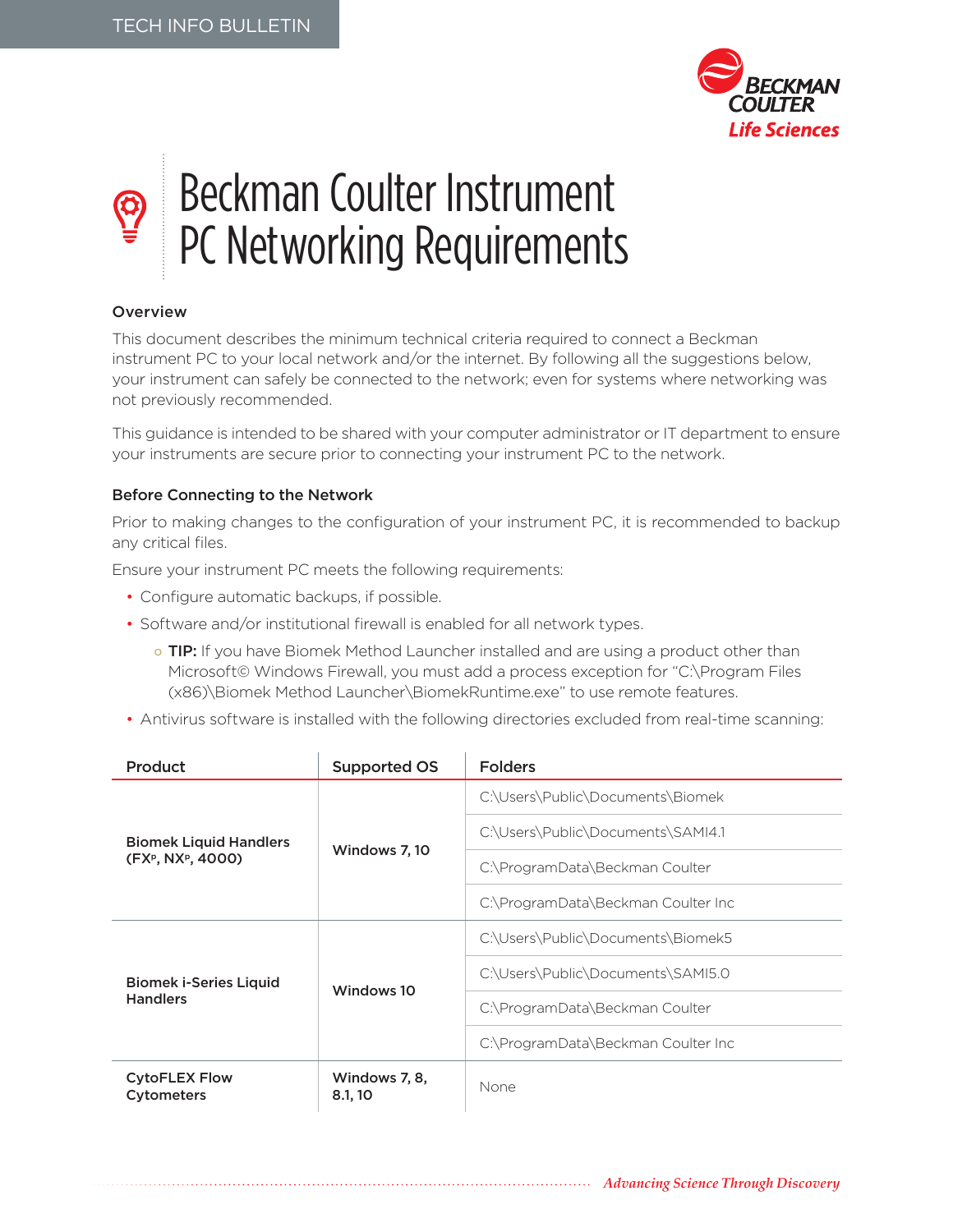TECH INFO BULLETIN

# Beckman Coulter Instrument PC Networking Requirements

### Overview

This document describes the minimum technical criteria required to connect a Beckman instrument PC to your local network and/or the internet. By following all the suggestions below, your instrument can safely be connected to the network; even for systems where networking was not previously recommended.

This guidance is intended to be shared with your computer administrator or IT department to ensure your instruments are secure prior to connecting your instrument PC to the network.

### Before Connecting to the Network

Prior to making changes to the configuration of your instrument PC, it is recommended to backup any critical files.

Ensure your instrument PC meets the following requirements:

- Configure automatic backups, if possible.
- Software and/or institutional firewall is enabled for all network types.
  - **TIP:** If you have Biomek Method Launcher installed and are using a product other than Microsoft© Windows Firewall, you must add a process exception for "C:\Program Files (x86)\Biomek Method Launcher\BiomekRuntime.exe" to use remote features.
- Antivirus software is installed with the following directories excluded from real-time scanning:

| Product | Supported OS | Folders |
|---|---|---|
| **Biomek Liquid Handlers (FX$^P$, NX$^P$, 4000)** | **Windows 7, 10** | C:\Users\Public\Documents\Biomek |
| | | C:\Users\Public\Documents\SAMI4.1 |
| | | C:\ProgramData\Beckman Coulter |
| | | C:\ProgramData\Beckman Coulter Inc |
| **Biomek i-Series Liquid Handlers** | **Windows 10** | C:\Users\Public\Documents\Biomek5 |
| | | C:\Users\Public\Documents\SAMI5.0 |
| | | C:\ProgramData\Beckman Coulter |
| | | C:\ProgramData\Beckman Coulter Inc |
| **CytoFLEX Flow Cytometers** | **Windows 7, 8, 8.1, 10** | None |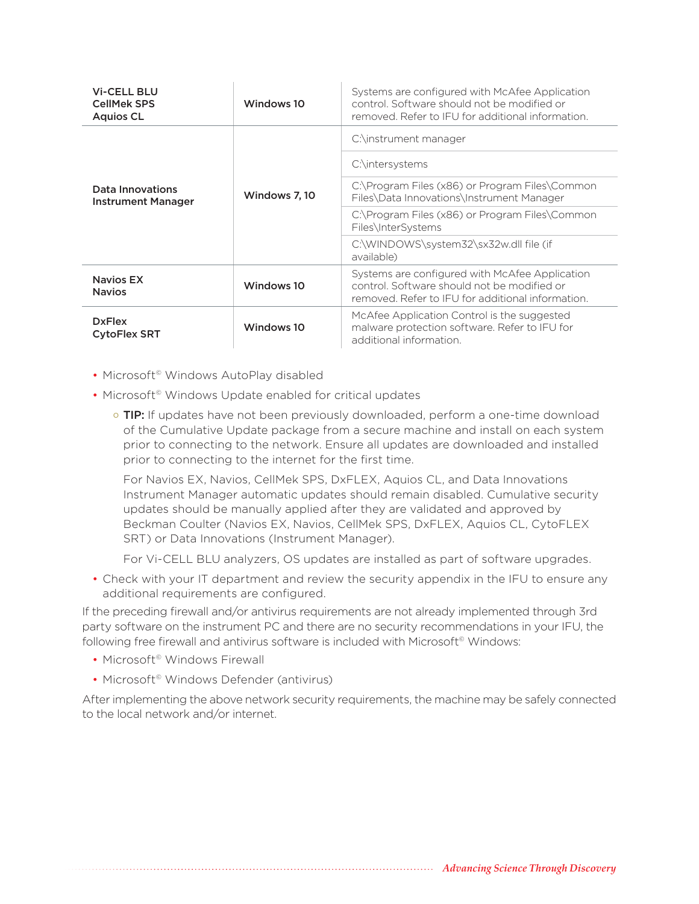| | | |
|---|---|---|
| **Vi-CELL BLU**<br>**CellMek SPS**<br>**Aquios CL** | **Windows 10** | Systems are configured with McAfee Application control. Software should not be modified or removed. Refer to IFU for additional information. |
| **Data Innovations Instrument Manager** | **Windows 7, 10** | C:\instrument manager |
| | | C:\intersystems |
| | | C:\Program Files (x86) or Program Files\Common Files\Data Innovations\Instrument Manager |
| | | C:\Program Files (x86) or Program Files\Common Files\InterSystems |
| | | C:\WINDOWS\system32\sx32w.dll file (if available) |
| **Navios EX**<br>**Navios** | **Windows 10** | Systems are configured with McAfee Application control. Software should not be modified or removed. Refer to IFU for additional information. |
| **DxFlex**<br>**CytoFlex SRT** | **Windows 10** | McAfee Application Control is the suggested malware protection software. Refer to IFU for additional information. |

- Microsoft© Windows AutoPlay disabled
- Microsoft© Windows Update enabled for critical updates
  - **TIP:** If updates have not been previously downloaded, perform a one-time download of the Cumulative Update package from a secure machine and install on each system prior to connecting to the network. Ensure all updates are downloaded and installed prior to connecting to the internet for the first time.

    For Navios EX, Navios, CellMek SPS, DxFLEX, Aquios CL, and Data Innovations Instrument Manager automatic updates should remain disabled. Cumulative security updates should be manually applied after they are validated and approved by Beckman Coulter (Navios EX, Navios, CellMek SPS, DxFLEX, Aquios CL, CytoFLEX SRT) or Data Innovations (Instrument Manager).

    For Vi-CELL BLU analyzers, OS updates are installed as part of software upgrades.
- Check with your IT department and review the security appendix in the IFU to ensure any additional requirements are configured.

If the preceding firewall and/or antivirus requirements are not already implemented through 3rd party software on the instrument PC and there are no security recommendations in your IFU, the following free firewall and antivirus software is included with Microsoft© Windows:

- Microsoft© Windows Firewall
- Microsoft© Windows Defender (antivirus)

After implementing the above network security requirements, the machine may be safely connected to the local network and/or internet.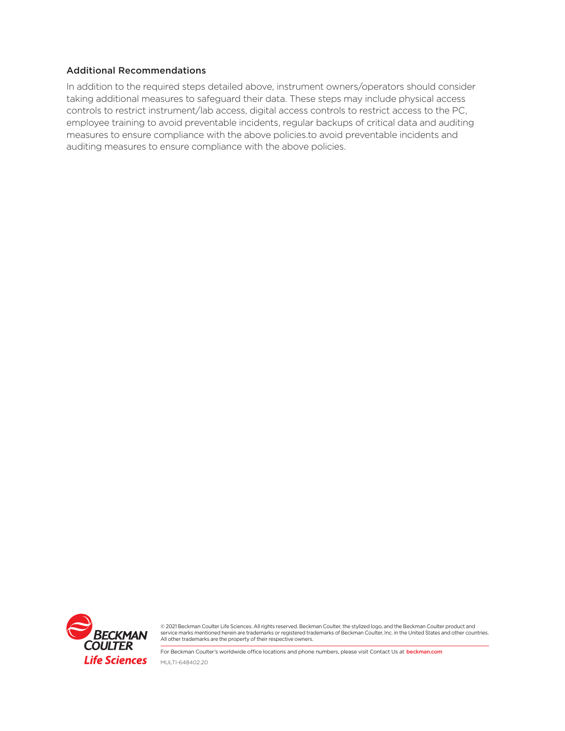### Additional Recommendations

In addition to the required steps detailed above, instrument owners/operators should consider taking additional measures to safeguard their data. These steps may include physical access controls to restrict instrument/lab access, digital access controls to restrict access to the PC, employee training to avoid preventable incidents, regular backups of critical data and auditing measures to ensure compliance with the above policies.to avoid preventable incidents and auditing measures to ensure compliance with the above policies.

BECKMAN COULTER Life Sciences

© 2021 Beckman Coulter Life Sciences. All rights reserved. Beckman Coulter, the stylized logo, and the Beckman Coulter product and service marks mentioned herein are trademarks or registered trademarks of Beckman Coulter, Inc. in the United States and other countries. All other trademarks are the property of their respective owners.

For Beckman Coulter's worldwide office locations and phone numbers, please visit Contact Us at beckman.com

MULTI-648402.20